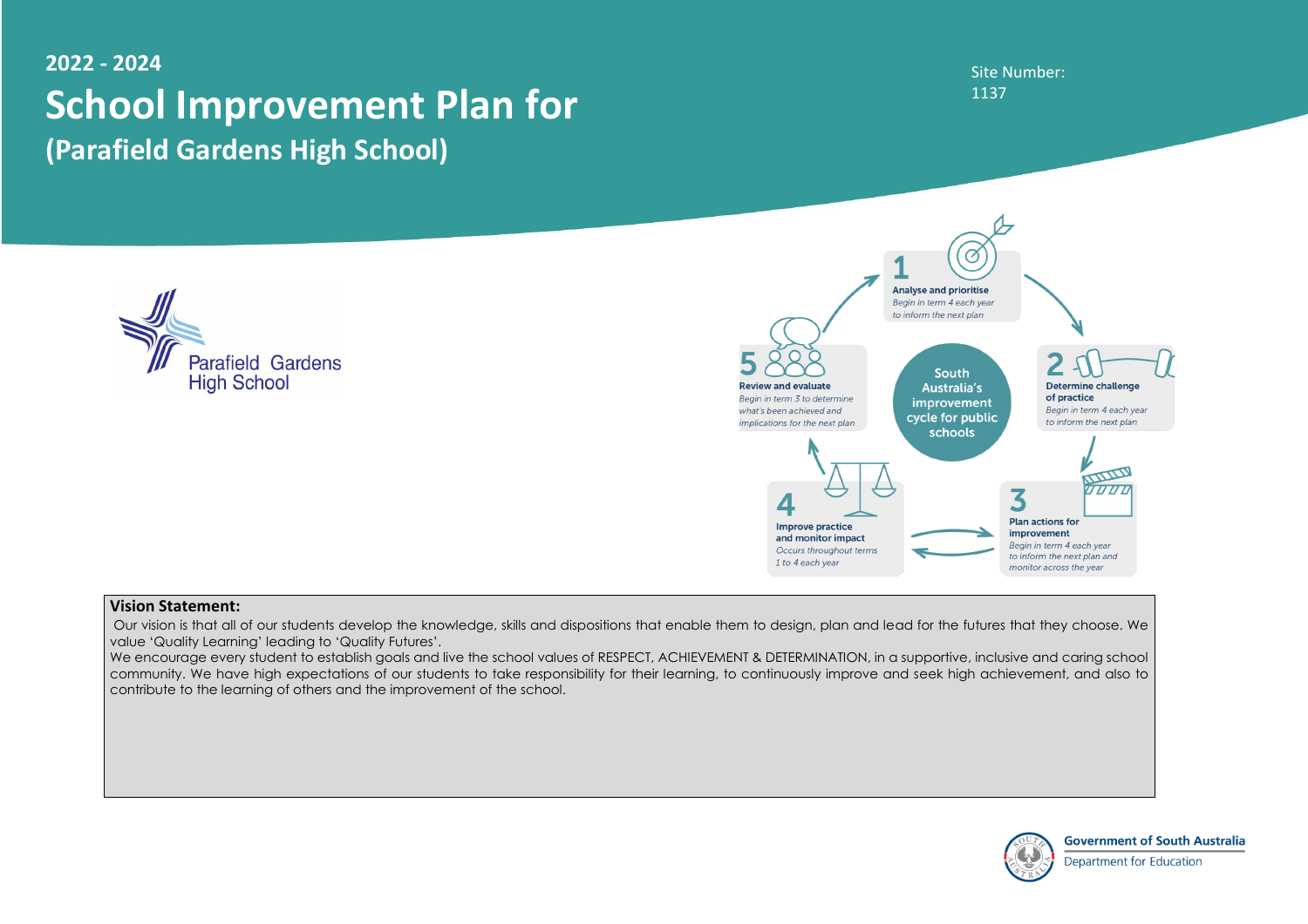**2022 - 2024**

# School Improvement Plan for
## (Parafield Gardens High School)

Site Number:
1137

Parafield Gardens High School

**South Australia's improvement cycle for public schools**

1. **Analyse and prioritise** — *Begin in term 4 each year to inform the next plan*
2. **Determine challenge of practice** — *Begin in term 4 each year to inform the next plan*
3. **Plan actions for improvement** — *Begin in term 4 each year to inform the next plan and monitor across the year*
4. **Improve practice and monitor impact** — *Occurs throughout terms 1 to 4 each year*
5. **Review and evaluate** — *Begin in term 3 to determine what's been achieved and implications for the next plan*

**Vision Statement:**

Our vision is that all of our students develop the knowledge, skills and dispositions that enable them to design, plan and lead for the futures that they choose. We value 'Quality Learning' leading to 'Quality Futures'.

We encourage every student to establish goals and live the school values of RESPECT, ACHIEVEMENT & DETERMINATION, in a supportive, inclusive and caring school community. We have high expectations of our students to take responsibility for their learning, to continuously improve and seek high achievement, and also to contribute to the learning of others and the improvement of the school.

Government of South Australia
Department for Education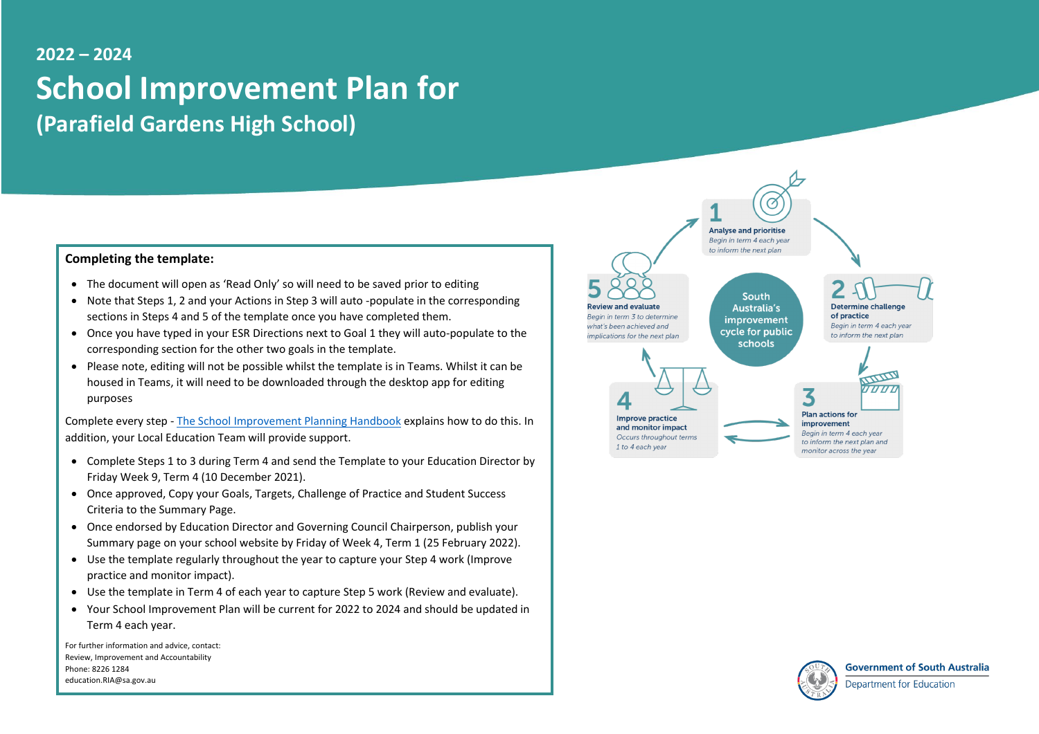## 2022 – 2024

# School Improvement Plan for

## (Parafield Gardens High School)

**Completing the template:**

- The document will open as 'Read Only' so will need to be saved prior to editing
- Note that Steps 1, 2 and your Actions in Step 3 will auto -populate in the corresponding sections in Steps 4 and 5 of the template once you have completed them.
- Once you have typed in your ESR Directions next to Goal 1 they will auto-populate to the corresponding section for the other two goals in the template.
- Please note, editing will not be possible whilst the template is in Teams. Whilst it can be housed in Teams, it will need to be downloaded through the desktop app for editing purposes

Complete every step - The School Improvement Planning Handbook explains how to do this. In addition, your Local Education Team will provide support.

- Complete Steps 1 to 3 during Term 4 and send the Template to your Education Director by Friday Week 9, Term 4 (10 December 2021).
- Once approved, Copy your Goals, Targets, Challenge of Practice and Student Success Criteria to the Summary Page.
- Once endorsed by Education Director and Governing Council Chairperson, publish your Summary page on your school website by Friday of Week 4, Term 1 (25 February 2022).
- Use the template regularly throughout the year to capture your Step 4 work (Improve practice and monitor impact).
- Use the template in Term 4 of each year to capture Step 5 work (Review and evaluate).
- Your School Improvement Plan will be current for 2022 to 2024 and should be updated in Term 4 each year.

For further information and advice, contact:
Review, Improvement and Accountability
Phone: 8226 1284
education.RIA@sa.gov.au

South Australia's improvement cycle for public schools

1. **Analyse and prioritise** – *Begin in term 4 each year to inform the next plan*
2. **Determine challenge of practice** – *Begin in term 4 each year to inform the next plan*
3. **Plan actions for improvement** – *Begin in term 4 each year to inform the next plan and monitor across the year*
4. **Improve practice and monitor impact** – *Occurs throughout terms 1 to 4 each year*
5. **Review and evaluate** – *Begin in term 3 to determine what's been achieved and implications for the next plan*

Government of South Australia
Department for Education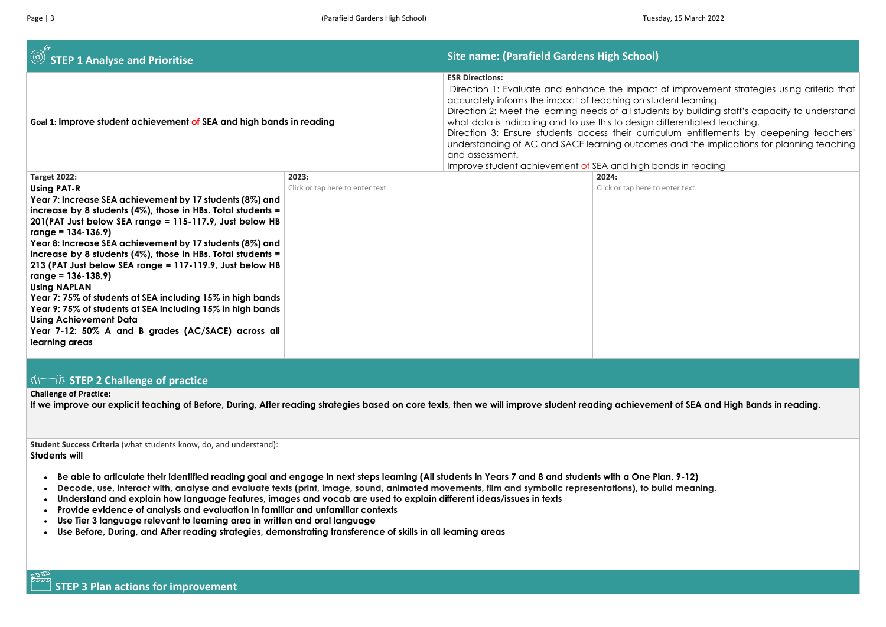## STEP 1 Analyse and Prioritise

## Site name: (Parafield Gardens High School)

| Goal 1: **Improve student achievement of SEA and high bands in reading** | **ESR Directions:** Direction 1: Evaluate and enhance the impact of improvement strategies using criteria that accurately informs the impact of teaching on student learning. Direction 2: Meet the learning needs of all students by building staff's capacity to understand what data is indicating and to use this to design differentiated teaching. Direction 3: Ensure students access their curriculum entitlements by deepening teachers' understanding of AC and SACE learning outcomes and the implications for planning teaching and assessment. Improve student achievement of SEA and high bands in reading |
|---|---|

| **Target 2022:** | **2023:** | **2024:** |
|---|---|---|
| **Using PAT-R**<br>**Year 7: Increase SEA achievement by 17 students (8%) and increase by 8 students (4%), those in HBs. Total students = 201(PAT Just below SEA range = 115-117.9, Just below HB range = 134-136.9)**<br>**Year 8: Increase SEA achievement by 17 students (8%) and increase by 8 students (4%), those in HBs. Total students = 213 (PAT Just below SEA range = 117-119.9, Just below HB range = 136-138.9)**<br>**Using NAPLAN**<br>**Year 7: 75% of students at SEA including 15% in high bands**<br>**Year 9: 75% of students at SEA including 15% in high bands**<br>**Using Achievement Data**<br>**Year 7-12: 50% A and B grades (AC/SACE) across all learning areas** | Click or tap here to enter text. | Click or tap here to enter text. |

## STEP 2 Challenge of practice

**Challenge of Practice:**

**If we improve our explicit teaching of Before, During, After reading strategies based on core texts, then we will improve student reading achievement of SEA and High Bands in reading.**

**Student Success Criteria** (what students know, do, and understand):

**Students will**

- **Be able to articulate their identified reading goal and engage in next steps learning (All students in Years 7 and 8 and students with a One Plan, 9-12)**
- **Decode, use, interact with, analyse and evaluate texts (print, image, sound, animated movements, film and symbolic representations), to build meaning.**
- **Understand and explain how language features, images and vocab are used to explain different ideas/issues in texts**
- **Provide evidence of analysis and evaluation in familiar and unfamiliar contexts**
- **Use Tier 3 language relevant to learning area in written and oral language**
- **Use Before, During, and After reading strategies, demonstrating transference of skills in all learning areas**

## STEP 3 Plan actions for improvement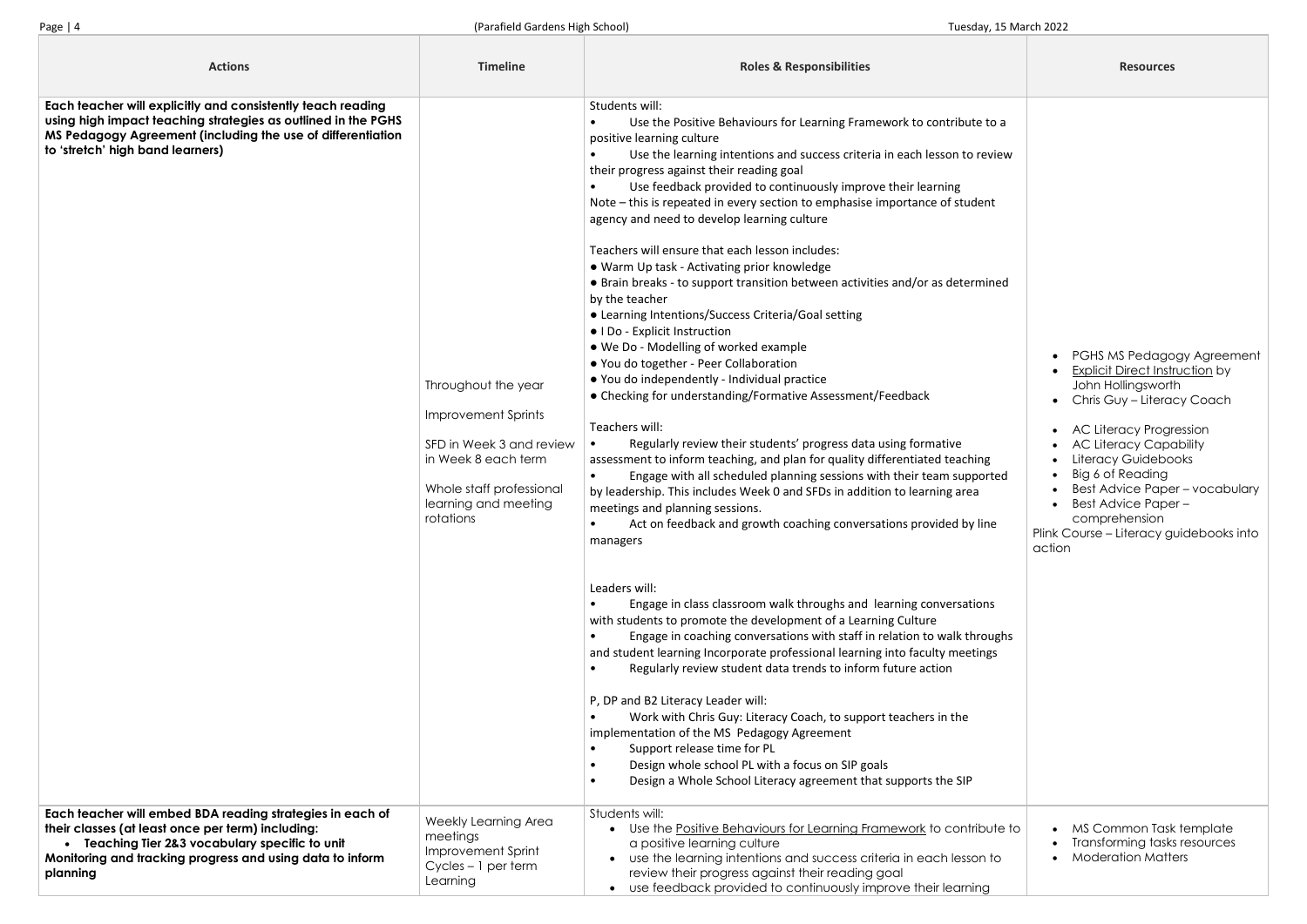| Actions | Timeline | Roles & Responsibilities | Resources |
|---|---|---|---|
| **Each teacher will explicitly and consistently teach reading using high impact teaching strategies as outlined in the PGHS MS Pedagogy Agreement (including the use of differentiation to 'stretch' high band learners)** | Throughout the year<br><br>Improvement Sprints<br><br>SFD in Week 3 and review in Week 8 each term<br><br>Whole staff professional learning and meeting rotations | Students will:<br>• Use the Positive Behaviours for Learning Framework to contribute to a positive learning culture<br>• Use the learning intentions and success criteria in each lesson to review their progress against their reading goal<br>• Use feedback provided to continuously improve their learning<br>Note – this is repeated in every section to emphasise importance of student agency and need to develop learning culture<br><br>Teachers will ensure that each lesson includes:<br>● Warm Up task - Activating prior knowledge<br>● Brain breaks - to support transition between activities and/or as determined by the teacher<br>● Learning Intentions/Success Criteria/Goal setting<br>● I Do - Explicit Instruction<br>● We Do - Modelling of worked example<br>● You do together - Peer Collaboration<br>● You do independently - Individual practice<br>● Checking for understanding/Formative Assessment/Feedback<br><br>Teachers will:<br>• Regularly review their students' progress data using formative assessment to inform teaching, and plan for quality differentiated teaching<br>• Engage with all scheduled planning sessions with their team supported by leadership. This includes Week 0 and SFDs in addition to learning area meetings and planning sessions.<br>• Act on feedback and growth coaching conversations provided by line managers<br><br>Leaders will:<br>• Engage in class classroom walk throughs and learning conversations with students to promote the development of a Learning Culture<br>• Engage in coaching conversations with staff in relation to walk throughs and student learning Incorporate professional learning into faculty meetings<br>• Regularly review student data trends to inform future action<br><br>P, DP and B2 Literacy Leader will:<br>• Work with Chris Guy: Literacy Coach, to support teachers in the implementation of the MS Pedagogy Agreement<br>• Support release time for PL<br>• Design whole school PL with a focus on SIP goals<br>• Design a Whole School Literacy agreement that supports the SIP | • PGHS MS Pedagogy Agreement<br>• Explicit Direct Instruction by John Hollingsworth<br>• Chris Guy – Literacy Coach<br><br>• AC Literacy Progression<br>• AC Literacy Capability<br>• Literacy Guidebooks<br>• Big 6 of Reading<br>• Best Advice Paper – vocabulary<br>• Best Advice Paper – comprehension<br>Plink Course – Literacy guidebooks into action |
| **Each teacher will embed BDA reading strategies in each of their classes (at least once per term) including:**<br>• **Teaching Tier 2&3 vocabulary specific to unit**<br>**Monitoring and tracking progress and using data to inform planning** | Weekly Learning Area meetings<br>Improvement Sprint Cycles – 1 per term<br>Learning | Students will:<br>• Use the Positive Behaviours for Learning Framework to contribute to a positive learning culture<br>• use the learning intentions and success criteria in each lesson to review their progress against their reading goal<br>• use feedback provided to continuously improve their learning | • MS Common Task template<br>• Transforming tasks resources<br>• Moderation Matters |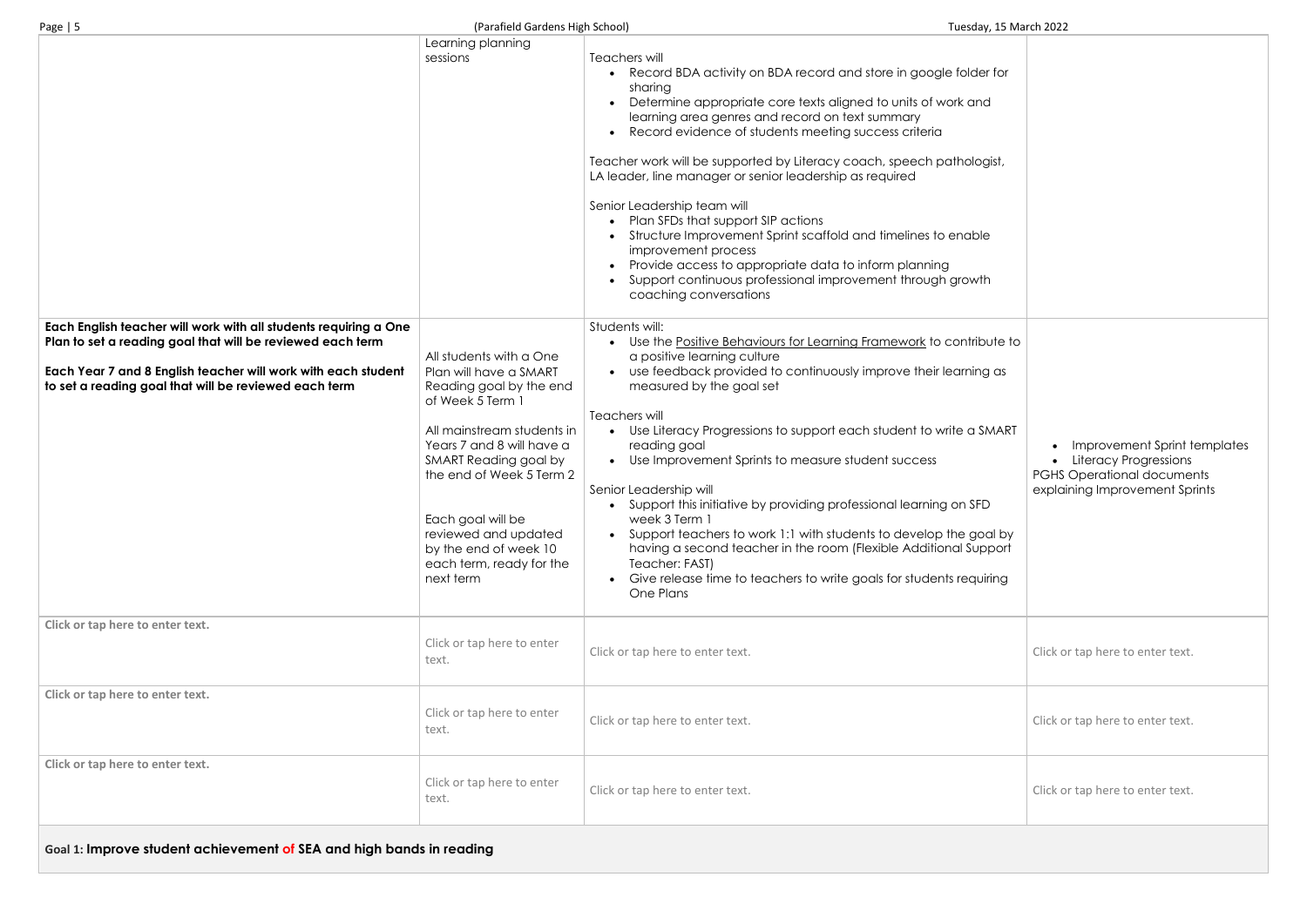| | | | |
|---|---|---|---|
| | Learning planning sessions | Teachers will<br>• Record BDA activity on BDA record and store in google folder for sharing<br>• Determine appropriate core texts aligned to units of work and learning area genres and record on text summary<br>• Record evidence of students meeting success criteria<br><br>Teacher work will be supported by Literacy coach, speech pathologist, LA leader, line manager or senior leadership as required<br><br>Senior Leadership team will<br>• Plan SFDs that support SIP actions<br>• Structure Improvement Sprint scaffold and timelines to enable improvement process<br>• Provide access to appropriate data to inform planning<br>• Support continuous professional improvement through growth coaching conversations | |
| **Each English teacher will work with all students requiring a One Plan to set a reading goal that will be reviewed each term**<br><br>**Each Year 7 and 8 English teacher will work with each student to set a reading goal that will be reviewed each term** | All students with a One Plan will have a SMART Reading goal by the end of Week 5 Term 1<br><br>All mainstream students in Years 7 and 8 will have a SMART Reading goal by the end of Week 5 Term 2<br><br>Each goal will be reviewed and updated by the end of week 10 each term, ready for the next term | Students will:<br>• Use the Positive Behaviours for Learning Framework to contribute to a positive learning culture<br>• use feedback provided to continuously improve their learning as measured by the goal set<br><br>Teachers will<br>• Use Literacy Progressions to support each student to write a SMART reading goal<br>• Use Improvement Sprints to measure student success<br><br>Senior Leadership will<br>• Support this initiative by providing professional learning on SFD week 3 Term 1<br>• Support teachers to work 1:1 with students to develop the goal by having a second teacher in the room (Flexible Additional Support Teacher: FAST)<br>• Give release time to teachers to write goals for students requiring One Plans | • Improvement Sprint templates<br>• Literacy Progressions<br>PGHS Operational documents explaining Improvement Sprints |
| **Click or tap here to enter text.** | Click or tap here to enter text. | Click or tap here to enter text. | Click or tap here to enter text. |
| **Click or tap here to enter text.** | Click or tap here to enter text. | Click or tap here to enter text. | Click or tap here to enter text. |
| **Click or tap here to enter text.** | Click or tap here to enter text. | Click or tap here to enter text. | Click or tap here to enter text. |

**Goal 1: Improve student achievement of SEA and high bands in reading**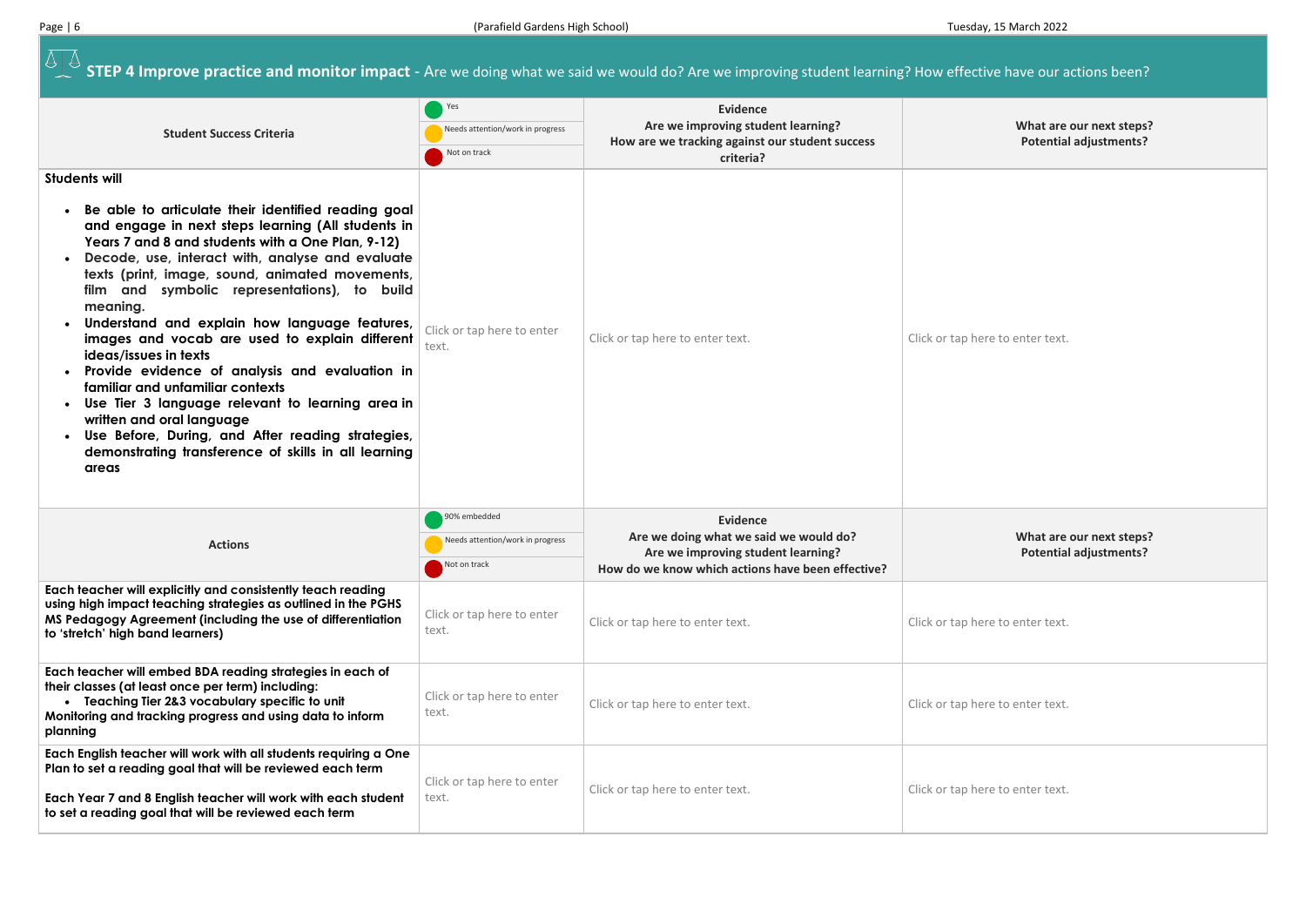## STEP 4 Improve practice and monitor impact - Are we doing what we said we would do? Are we improving student learning? How effective have our actions been?

| Student Success Criteria | Yes / Needs attention/work in progress / Not on track | Evidence<br>Are we improving student learning?<br>How are we tracking against our student success criteria? | What are our next steps?<br>Potential adjustments? |
|---|---|---|---|
| **Students will**<br>• **Be able to articulate their identified reading goal and engage in next steps learning (All students in Years 7 and 8 and students with a One Plan, 9-12)**<br>• **Decode, use, interact with, analyse and evaluate texts (print, image, sound, animated movements, film and symbolic representations), to build meaning.**<br>• **Understand and explain how language features, images and vocab are used to explain different ideas/issues in texts**<br>• **Provide evidence of analysis and evaluation in familiar and unfamiliar contexts**<br>• **Use Tier 3 language relevant to learning area in written and oral language**<br>• **Use Before, During, and After reading strategies, demonstrating transference of skills in all learning areas** | Click or tap here to enter text. | Click or tap here to enter text. | Click or tap here to enter text. |

| Actions | 90% embedded / Needs attention/work in progress / Not on track | Evidence<br>Are we doing what we said we would do?<br>Are we improving student learning?<br>How do we know which actions have been effective? | What are our next steps?<br>Potential adjustments? |
|---|---|---|---|
| **Each teacher will explicitly and consistently teach reading using high impact teaching strategies as outlined in the PGHS MS Pedagogy Agreement (including the use of differentiation to 'stretch' high band learners)** | Click or tap here to enter text. | Click or tap here to enter text. | Click or tap here to enter text. |
| **Each teacher will embed BDA reading strategies in each of their classes (at least once per term) including:**<br>• **Teaching Tier 2&3 vocabulary specific to unit**<br>**Monitoring and tracking progress and using data to inform planning** | Click or tap here to enter text. | Click or tap here to enter text. | Click or tap here to enter text. |
| **Each English teacher will work with all students requiring a One Plan to set a reading goal that will be reviewed each term**<br><br>**Each Year 7 and 8 English teacher will work with each student to set a reading goal that will be reviewed each term** | Click or tap here to enter text. | Click or tap here to enter text. | Click or tap here to enter text. |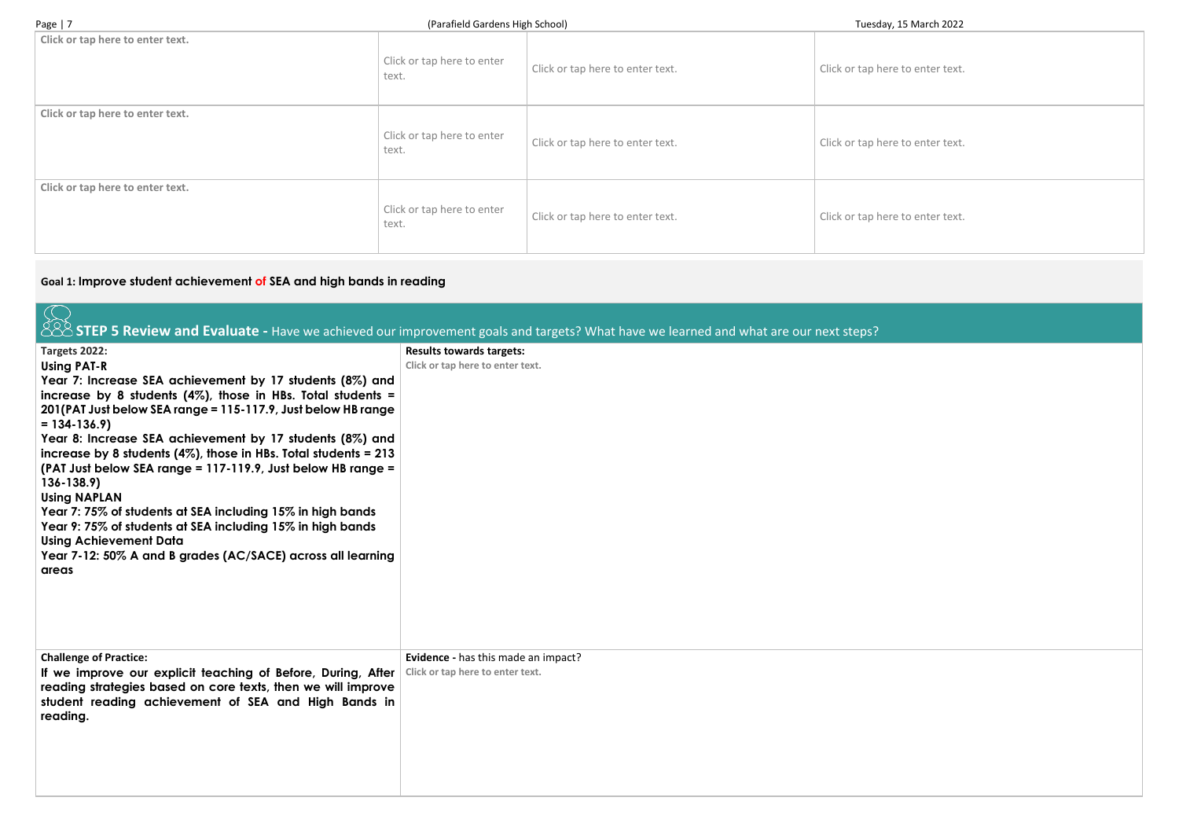| | | | |
|---|---|---|---|
| **Click or tap here to enter text.** | Click or tap here to enter text. | Click or tap here to enter text. | Click or tap here to enter text. |
| **Click or tap here to enter text.** | Click or tap here to enter text. | Click or tap here to enter text. | Click or tap here to enter text. |
| **Click or tap here to enter text.** | Click or tap here to enter text. | Click or tap here to enter text. | Click or tap here to enter text. |

**Goal 1: Improve student achievement of SEA and high bands in reading**

## STEP 5 Review and Evaluate - Have we achieved our improvement goals and targets? What have we learned and what are our next steps?

| **Targets 2022:** | **Results towards targets:** |
|---|---|
| **Using PAT-R**<br>**Year 7: Increase SEA achievement by 17 students (8%) and increase by 8 students (4%), those in HBs. Total students = 201(PAT Just below SEA range = 115-117.9, Just below HB range = 134-136.9)**<br>**Year 8: Increase SEA achievement by 17 students (8%) and increase by 8 students (4%), those in HBs. Total students = 213 (PAT Just below SEA range = 117-119.9, Just below HB range = 136-138.9)**<br>**Using NAPLAN**<br>**Year 7: 75% of students at SEA including 15% in high bands**<br>**Year 9: 75% of students at SEA including 15% in high bands**<br>**Using Achievement Data**<br>**Year 7-12: 50% A and B grades (AC/SACE) across all learning areas** | **Click or tap here to enter text.** |
| **Challenge of Practice:**<br>**If we improve our explicit teaching of Before, During, After reading strategies based on core texts, then we will improve student reading achievement of SEA and High Bands in reading.** | **Evidence -** has this made an impact?<br>**Click or tap here to enter text.** |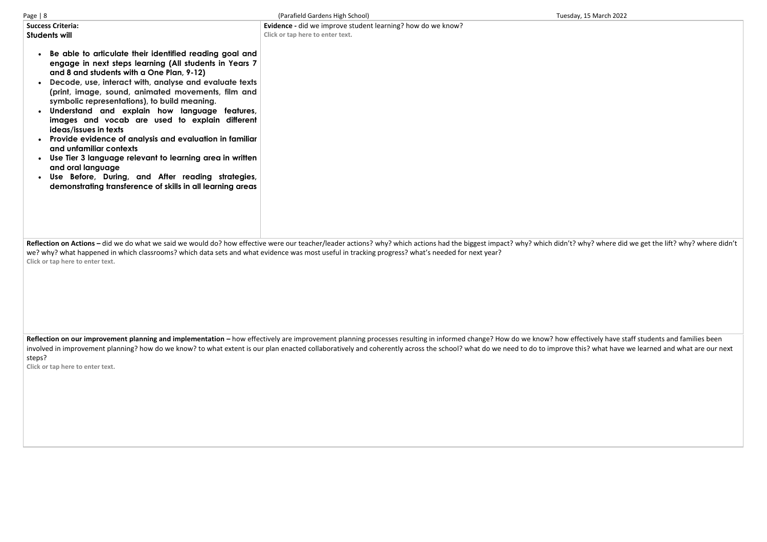| **Success Criteria:** **Students will** | **Evidence -** did we improve student learning? how do we know? |
| --- | --- |
| • **Be able to articulate their identified reading goal and engage in next steps learning (All students in Years 7 and 8 and students with a One Plan, 9-12)** <br> • **Decode, use, interact with, analyse and evaluate texts (print, image, sound, animated movements, film and symbolic representations), to build meaning.** <br> • **Understand and explain how language features, images and vocab are used to explain different ideas/issues in texts** <br> • **Provide evidence of analysis and evaluation in familiar and unfamiliar contexts** <br> • **Use Tier 3 language relevant to learning area in written and oral language** <br> • **Use Before, During, and After reading strategies, demonstrating transference of skills in all learning areas** | Click or tap here to enter text. |

**Reflection on Actions –** did we do what we said we would do? how effective were our teacher/leader actions? why? which actions had the biggest impact? why? which didn't? why? where did we get the lift? why? where didn't we? why? what happened in which classrooms? which data sets and what evidence was most useful in tracking progress? what's needed for next year?

Click or tap here to enter text.

**Reflection on our improvement planning and implementation –** how effectively are improvement planning processes resulting in informed change? How do we know? how effectively have staff students and families been involved in improvement planning? how do we know? to what extent is our plan enacted collaboratively and coherently across the school? what do we need to do to improve this? what have we learned and what are our next steps?

Click or tap here to enter text.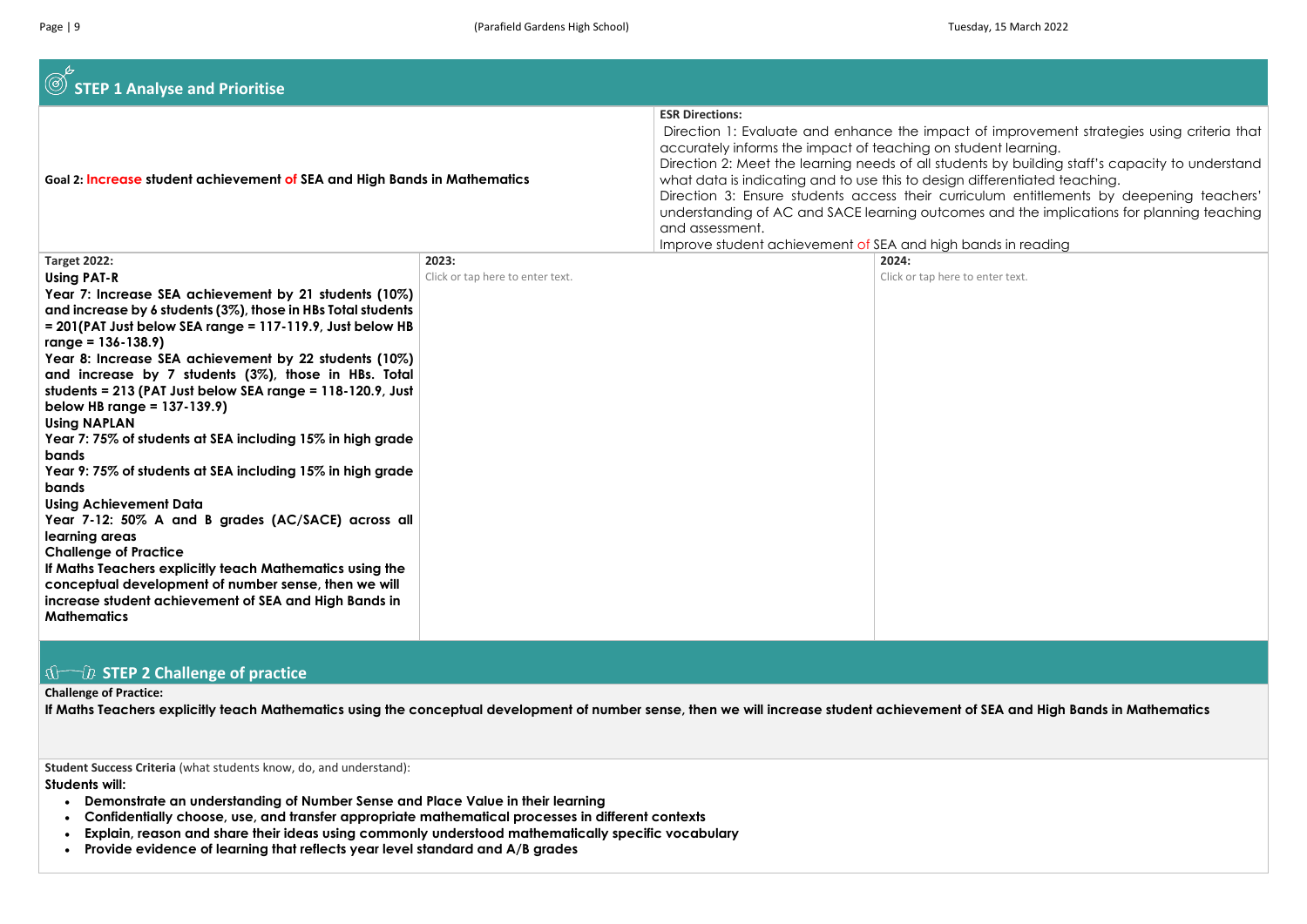## STEP 1 Analyse and Prioritise

| Goal 2: Increase student achievement of SEA and High Bands in Mathematics | | ESR Directions: Direction 1: Evaluate and enhance the impact of improvement strategies using criteria that accurately informs the impact of teaching on student learning. Direction 2: Meet the learning needs of all students by building staff's capacity to understand what data is indicating and to use this to design differentiated teaching. Direction 3: Ensure students access their curriculum entitlements by deepening teachers' understanding of AC and SACE learning outcomes and the implications for planning teaching and assessment. Improve student achievement of SEA and high bands in reading |
|---|---|---|
| **Target 2022:**<br>**Using PAT-R**<br>**Year 7: Increase SEA achievement by 21 students (10%) and increase by 6 students (3%), those in HBs Total students = 201(PAT Just below SEA range = 117-119.9, Just below HB range = 136-138.9)**<br>**Year 8: Increase SEA achievement by 22 students (10%) and increase by 7 students (3%), those in HBs. Total students = 213 (PAT Just below SEA range = 118-120.9, Just below HB range = 137-139.9)**<br>**Using NAPLAN**<br>**Year 7: 75% of students at SEA including 15% in high grade bands**<br>**Year 9: 75% of students at SEA including 15% in high grade bands**<br>**Using Achievement Data**<br>**Year 7-12: 50% A and B grades (AC/SACE) across all learning areas**<br>**Challenge of Practice**<br>**If Maths Teachers explicitly teach Mathematics using the conceptual development of number sense, then we will increase student achievement of SEA and High Bands in Mathematics** | **2023:**<br>Click or tap here to enter text. | **2024:**<br>Click or tap here to enter text. |

## STEP 2 Challenge of practice

**Challenge of Practice:**

**If Maths Teachers explicitly teach Mathematics using the conceptual development of number sense, then we will increase student achievement of SEA and High Bands in Mathematics**

**Student Success Criteria** (what students know, do, and understand):

**Students will:**

- **Demonstrate an understanding of Number Sense and Place Value in their learning**
- **Confidentially choose, use, and transfer appropriate mathematical processes in different contexts**
- **Explain, reason and share their ideas using commonly understood mathematically specific vocabulary**
- **Provide evidence of learning that reflects year level standard and A/B grades**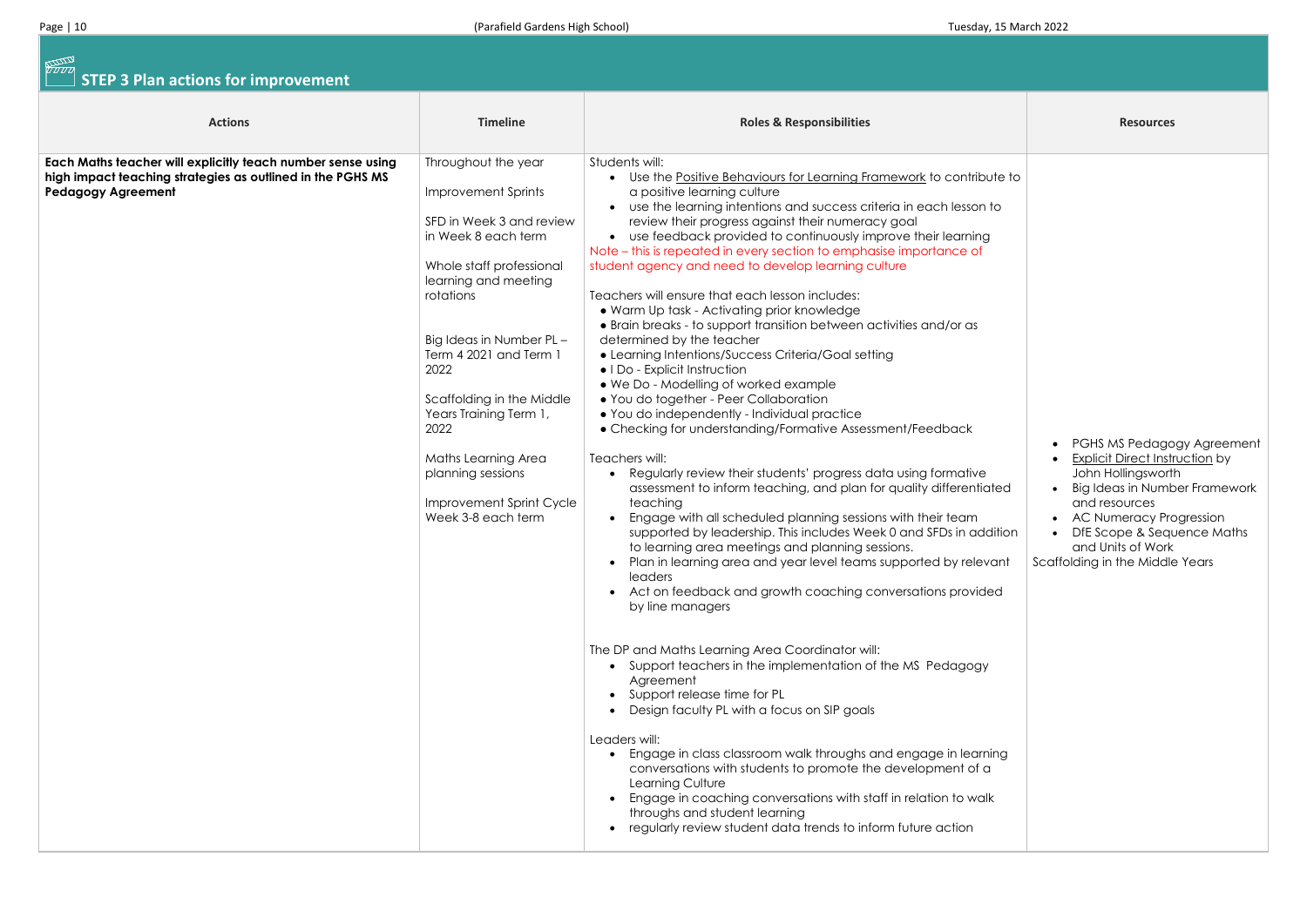## STEP 3 Plan actions for improvement

| Actions | Timeline | Roles & Responsibilities | Resources |
|---|---|---|---|
| **Each Maths teacher will explicitly teach number sense using high impact teaching strategies as outlined in the PGHS MS Pedagogy Agreement** | Throughout the year<br><br>Improvement Sprints<br><br>SFD in Week 3 and review in Week 8 each term<br><br>Whole staff professional learning and meeting rotations<br><br>Big Ideas in Number PL – Term 4 2021 and Term 1 2022<br><br>Scaffolding in the Middle Years Training Term 1, 2022<br><br>Maths Learning Area planning sessions<br><br>Improvement Sprint Cycle Week 3-8 each term | Students will:<br>• Use the Positive Behaviours for Learning Framework to contribute to a positive learning culture<br>• use the learning intentions and success criteria in each lesson to review their progress against their numeracy goal<br>• use feedback provided to continuously improve their learning<br>Note – this is repeated in every section to emphasise importance of student agency and need to develop learning culture<br><br>Teachers will ensure that each lesson includes:<br>• Warm Up task - Activating prior knowledge<br>• Brain breaks - to support transition between activities and/or as determined by the teacher<br>• Learning Intentions/Success Criteria/Goal setting<br>• I Do - Explicit Instruction<br>• We Do - Modelling of worked example<br>• You do together - Peer Collaboration<br>• You do independently - Individual practice<br>• Checking for understanding/Formative Assessment/Feedback<br><br>Teachers will:<br>• Regularly review their students' progress data using formative assessment to inform teaching, and plan for quality differentiated teaching<br>• Engage with all scheduled planning sessions with their team supported by leadership. This includes Week 0 and SFDs in addition to learning area meetings and planning sessions.<br>• Plan in learning area and year level teams supported by relevant leaders<br>• Act on feedback and growth coaching conversations provided by line managers<br><br>The DP and Maths Learning Area Coordinator will:<br>• Support teachers in the implementation of the MS Pedagogy Agreement<br>• Support release time for PL<br>• Design faculty PL with a focus on SIP goals<br><br>Leaders will:<br>• Engage in class classroom walk throughs and engage in learning conversations with students to promote the development of a Learning Culture<br>• Engage in coaching conversations with staff in relation to walk throughs and student learning<br>• regularly review student data trends to inform future action | • PGHS MS Pedagogy Agreement<br>• Explicit Direct Instruction by John Hollingsworth<br>• Big Ideas in Number Framework and resources<br>• AC Numeracy Progression<br>• DfE Scope & Sequence Maths and Units of Work<br>Scaffolding in the Middle Years |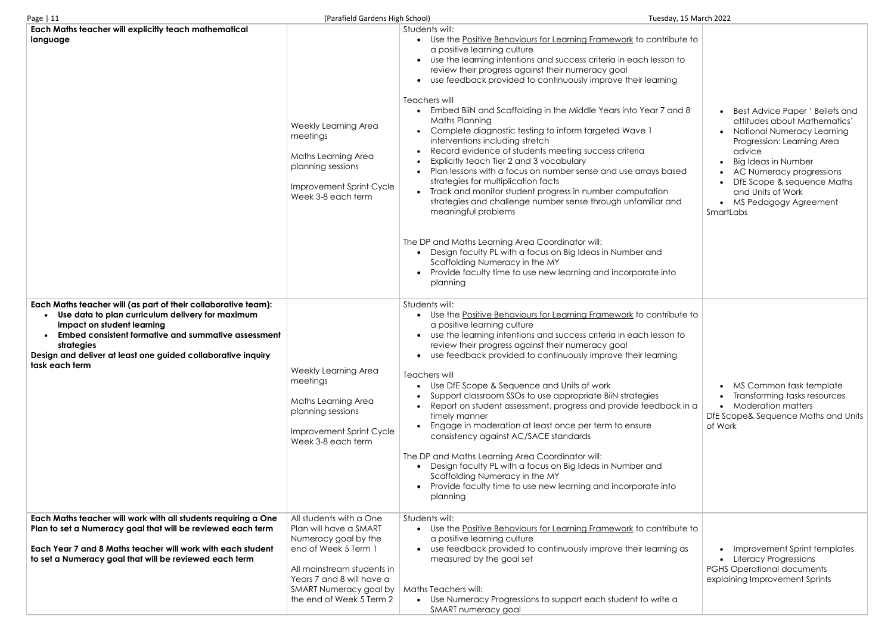| | | | |
|---|---|---|---|
| **Each Maths teacher will explicitly teach mathematical language** | Weekly Learning Area meetings<br><br>Maths Learning Area planning sessions<br><br>Improvement Sprint Cycle Week 3-8 each term | Students will:<br>• Use the Positive Behaviours for Learning Framework to contribute to a positive learning culture<br>• use the learning intentions and success criteria in each lesson to review their progress against their numeracy goal<br>• use feedback provided to continuously improve their learning<br><br>Teachers will<br>• Embed BiiN and Scaffolding in the Middle Years into Year 7 and 8 Maths Planning<br>• Complete diagnostic testing to inform targeted Wave 1 interventions including stretch<br>• Record evidence of students meeting success criteria<br>• Explicitly teach Tier 2 and 3 vocabulary<br>• Plan lessons with a focus on number sense and use arrays based strategies for multiplication facts<br>• Track and monitor student progress in number computation strategies and challenge number sense through unfamiliar and meaningful problems<br><br>The DP and Maths Learning Area Coordinator will:<br>• Design faculty PL with a focus on Big Ideas in Number and Scaffolding Numeracy in the MY<br>• Provide faculty time to use new learning and incorporate into planning | • Best Advice Paper ' Beliefs and attitudes about Mathematics'<br>• National Numeracy Learning Progression: Learning Area advice<br>• Big Ideas in Number<br>• AC Numeracy progressions<br>• DfE Scope & sequence Maths and Units of Work<br>• MS Pedagogy Agreement<br>SmartLabs |
| **Each Maths teacher will (as part of their collaborative team):**<br>• **Use data to plan curriculum delivery for maximum impact on student learning**<br>• **Embed consistent formative and summative assessment strategies**<br>**Design and deliver at least one guided collaborative inquiry task each term** | Weekly Learning Area meetings<br><br>Maths Learning Area planning sessions<br><br>Improvement Sprint Cycle Week 3-8 each term | Students will:<br>• Use the Positive Behaviours for Learning Framework to contribute to a positive learning culture<br>• use the learning intentions and success criteria in each lesson to review their progress against their numeracy goal<br>• use feedback provided to continuously improve their learning<br><br>Teachers will<br>• Use DfE Scope & Sequence and Units of work<br>• Support classroom SSOs to use appropriate BiiN strategies<br>• Report on student assessment, progress and provide feedback in a timely manner<br>• Engage in moderation at least once per term to ensure consistency against AC/SACE standards<br><br>The DP and Maths Learning Area Coordinator will:<br>• Design faculty PL with a focus on Big Ideas in Number and Scaffolding Numeracy in the MY<br>• Provide faculty time to use new learning and incorporate into planning | • MS Common task template<br>• Transforming tasks resources<br>• Moderation matters<br>DfE Scope& Sequence Maths and Units of Work |
| **Each Maths teacher will work with all students requiring a One Plan to set a Numeracy goal that will be reviewed each term**<br><br>**Each Year 7 and 8 Maths teacher will work with each student to set a Numeracy goal that will be reviewed each term** | All students with a One Plan will have a SMART Numeracy goal by the end of Week 5 Term 1<br><br>All mainstream students in Years 7 and 8 will have a SMART Numeracy goal by the end of Week 5 Term 2 | Students will:<br>• Use the Positive Behaviours for Learning Framework to contribute to a positive learning culture<br>• use feedback provided to continuously improve their learning as measured by the goal set<br><br>Maths Teachers will:<br>• Use Numeracy Progressions to support each student to write a SMART numeracy goal | • Improvement Sprint templates<br>• Literacy Progressions<br>PGHS Operational documents explaining Improvement Sprints |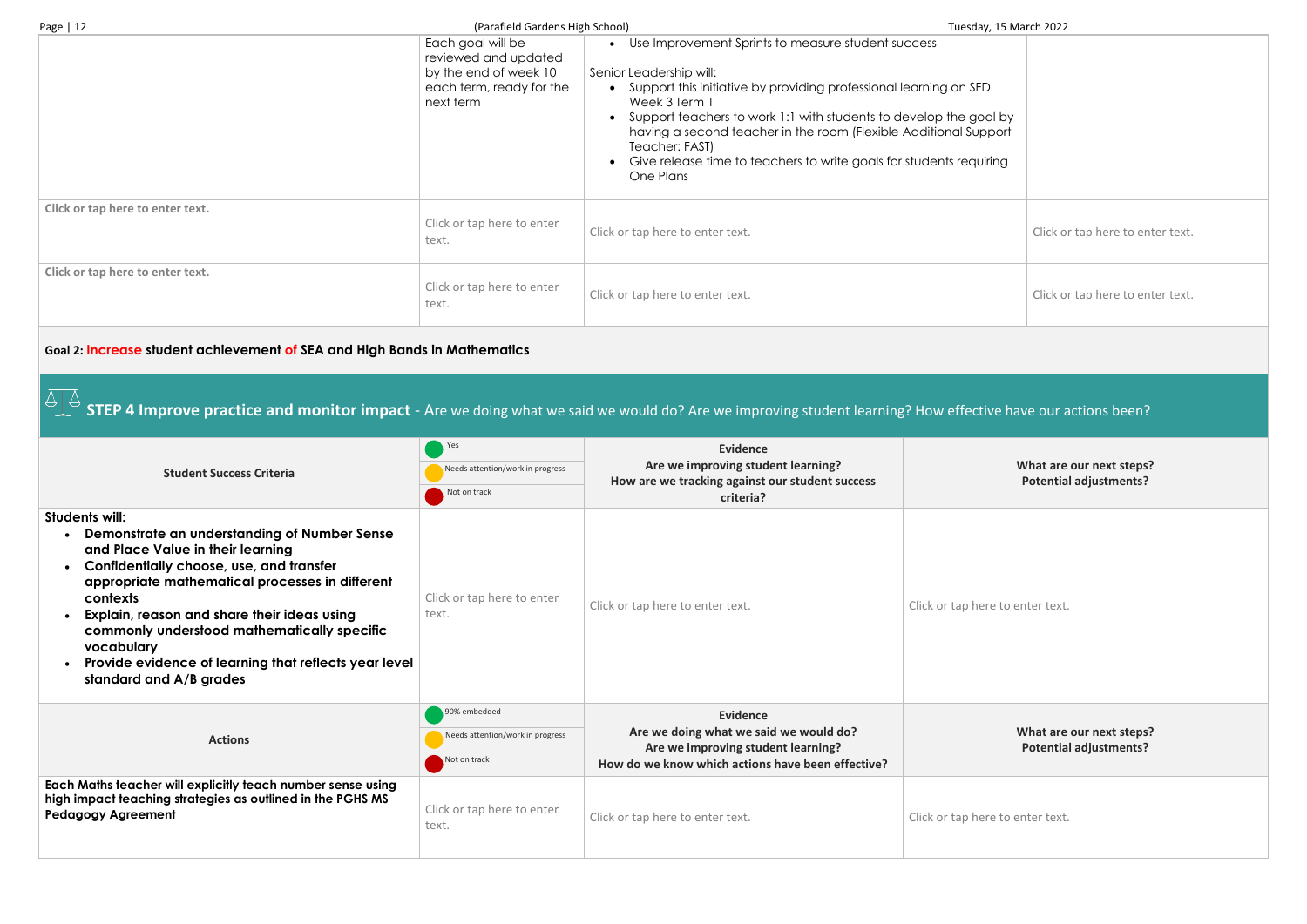| | | | |
|---|---|---|---|
| | Each goal will be reviewed and updated by the end of week 10 each term, ready for the next term | • Use Improvement Sprints to measure student success<br><br>Senior Leadership will:<br>• Support this initiative by providing professional learning on SFD Week 3 Term 1<br>• Support teachers to work 1:1 with students to develop the goal by having a second teacher in the room (Flexible Additional Support Teacher: FAST)<br>• Give release time to teachers to write goals for students requiring One Plans | |
| **Click or tap here to enter text.** | Click or tap here to enter text. | Click or tap here to enter text. | Click or tap here to enter text. |
| **Click or tap here to enter text.** | Click or tap here to enter text. | Click or tap here to enter text. | Click or tap here to enter text. |

**Goal 2: Increase student achievement of SEA and High Bands in Mathematics**

## STEP 4 Improve practice and monitor impact - Are we doing what we said we would do? Are we improving student learning? How effective have our actions been?

| Student Success Criteria | Yes / Needs attention/work in progress / Not on track | Evidence<br>Are we improving student learning?<br>How are we tracking against our student success criteria? | What are our next steps?<br>Potential adjustments? |
|---|---|---|---|
| **Students will:**<br>• **Demonstrate an understanding of Number Sense and Place Value in their learning**<br>• **Confidentially choose, use, and transfer appropriate mathematical processes in different contexts**<br>• **Explain, reason and share their ideas using commonly understood mathematically specific vocabulary**<br>• **Provide evidence of learning that reflects year level standard and A/B grades** | Click or tap here to enter text. | Click or tap here to enter text. | Click or tap here to enter text. |

| Actions | 90% embedded / Needs attention/work in progress / Not on track | Evidence<br>Are we doing what we said we would do?<br>Are we improving student learning?<br>How do we know which actions have been effective? | What are our next steps?<br>Potential adjustments? |
|---|---|---|---|
| **Each Maths teacher will explicitly teach number sense using high impact teaching strategies as outlined in the PGHS MS Pedagogy Agreement** | Click or tap here to enter text. | Click or tap here to enter text. | Click or tap here to enter text. |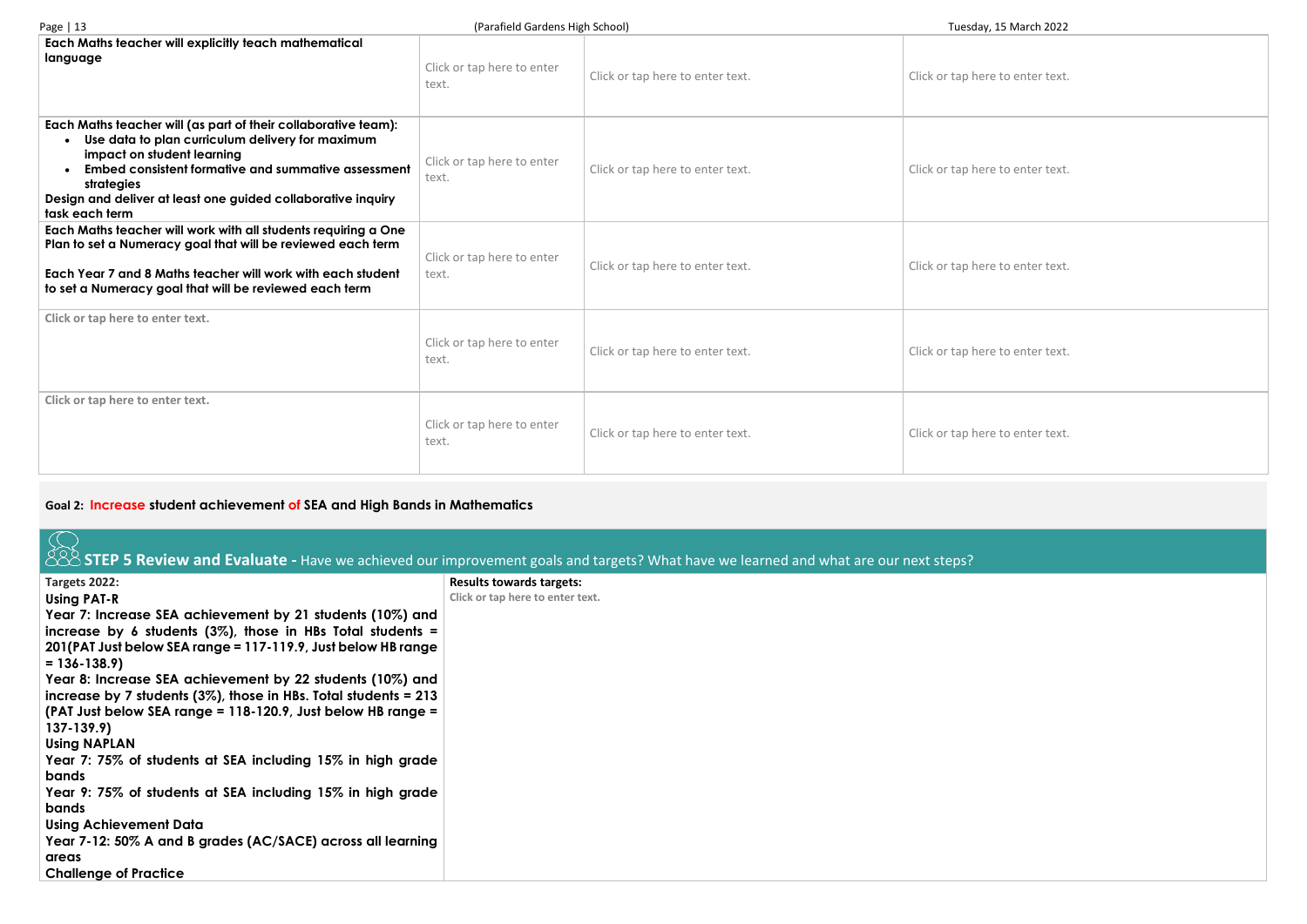| | | | |
|---|---|---|---|
| **Each Maths teacher will explicitly teach mathematical language** | Click or tap here to enter text. | Click or tap here to enter text. | Click or tap here to enter text. |
| **Each Maths teacher will (as part of their collaborative team):**<br>• **Use data to plan curriculum delivery for maximum impact on student learning**<br>• **Embed consistent formative and summative assessment strategies**<br>**Design and deliver at least one guided collaborative inquiry task each term** | Click or tap here to enter text. | Click or tap here to enter text. | Click or tap here to enter text. |
| **Each Maths teacher will work with all students requiring a One Plan to set a Numeracy goal that will be reviewed each term**<br><br>**Each Year 7 and 8 Maths teacher will work with each student to set a Numeracy goal that will be reviewed each term** | Click or tap here to enter text. | Click or tap here to enter text. | Click or tap here to enter text. |
| **Click or tap here to enter text.** | Click or tap here to enter text. | Click or tap here to enter text. | Click or tap here to enter text. |
| **Click or tap here to enter text.** | Click or tap here to enter text. | Click or tap here to enter text. | Click or tap here to enter text. |

**Goal 2: Increase student achievement of SEA and High Bands in Mathematics**

## STEP 5 Review and Evaluate - Have we achieved our improvement goals and targets? What have we learned and what are our next steps?

| Targets 2022: | Results towards targets: |
|---|---|
| **Using PAT-R**<br>**Year 7: Increase SEA achievement by 21 students (10%) and increase by 6 students (3%), those in HBs Total students = 201(PAT Just below SEA range = 117-119.9, Just below HB range = 136-138.9)**<br>**Year 8: Increase SEA achievement by 22 students (10%) and increase by 7 students (3%), those in HBs. Total students = 213 (PAT Just below SEA range = 118-120.9, Just below HB range = 137-139.9)**<br>**Using NAPLAN**<br>**Year 7: 75% of students at SEA including 15% in high grade bands**<br>**Year 9: 75% of students at SEA including 15% in high grade bands**<br>**Using Achievement Data**<br>**Year 7-12: 50% A and B grades (AC/SACE) across all learning areas**<br>**Challenge of Practice** | **Click or tap here to enter text.** |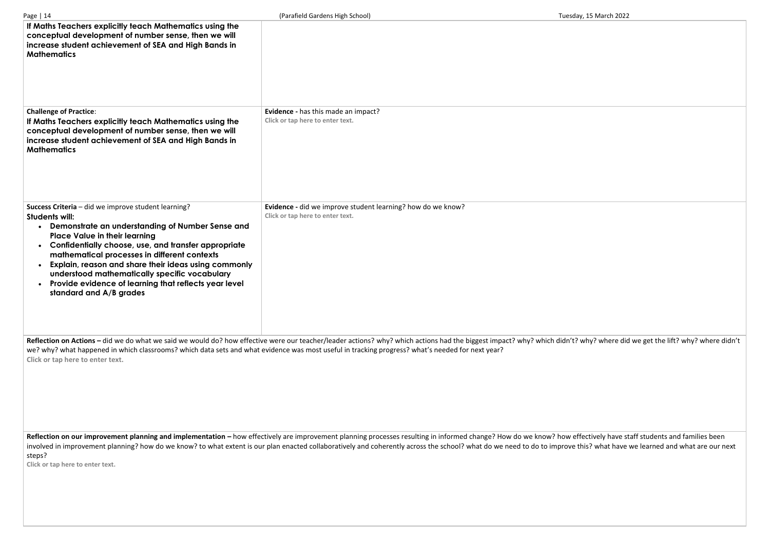| | |
|---|---|
| **If Maths Teachers explicitly teach Mathematics using the conceptual development of number sense, then we will increase student achievement of SEA and High Bands in Mathematics** | |
| **Challenge of Practice**: **If Maths Teachers explicitly teach Mathematics using the conceptual development of number sense, then we will increase student achievement of SEA and High Bands in Mathematics** | **Evidence -** has this made an impact? Click or tap here to enter text. |
| **Success Criteria** – did we improve student learning? **Students will:** • **Demonstrate an understanding of Number Sense and Place Value in their learning** • **Confidentially choose, use, and transfer appropriate mathematical processes in different contexts** • **Explain, reason and share their ideas using commonly understood mathematically specific vocabulary** • **Provide evidence of learning that reflects year level standard and A/B grades** | **Evidence -** did we improve student learning? how do we know? Click or tap here to enter text. |

**Reflection on Actions –** did we do what we said we would do? how effective were our teacher/leader actions? why? which actions had the biggest impact? why? which didn't? why? where did we get the lift? why? where didn't we? why? what happened in which classrooms? which data sets and what evidence was most useful in tracking progress? what's needed for next year?

Click or tap here to enter text.

**Reflection on our improvement planning and implementation –** how effectively are improvement planning processes resulting in informed change? How do we know? how effectively have staff students and families been involved in improvement planning? how do we know? to what extent is our plan enacted collaboratively and coherently across the school? what do we need to do to improve this? what have we learned and what are our next steps?

Click or tap here to enter text.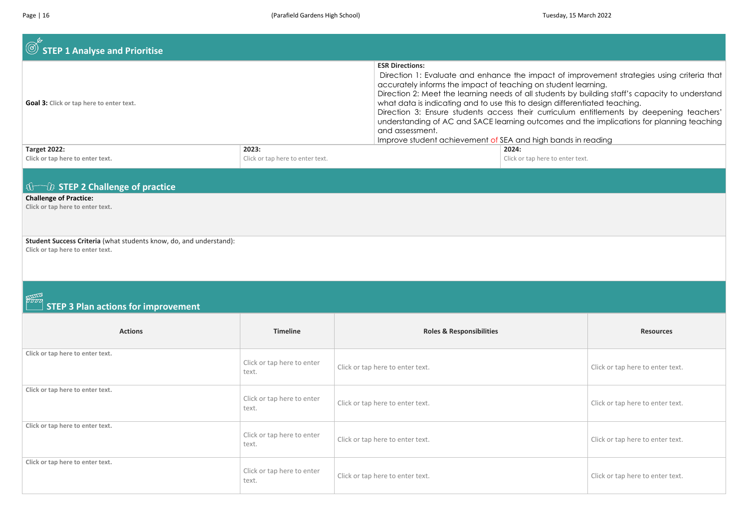## STEP 1 Analyse and Prioritise

| **Goal 3:** Click or tap here to enter text. | **ESR Directions:**<br>Direction 1: Evaluate and enhance the impact of improvement strategies using criteria that accurately informs the impact of teaching on student learning.<br>Direction 2: Meet the learning needs of all students by building staff's capacity to understand what data is indicating and to use this to design differentiated teaching.<br>Direction 3: Ensure students access their curriculum entitlements by deepening teachers' understanding of AC and SACE learning outcomes and the implications for planning teaching and assessment.<br>Improve student achievement of SEA and high bands in reading |
|---|---|

| **Target 2022:** | **2023:** | **2024:** |
|---|---|---|
| Click or tap here to enter text. | Click or tap here to enter text. | Click or tap here to enter text. |

## STEP 2 Challenge of practice

**Challenge of Practice:**
Click or tap here to enter text.

**Student Success Criteria** (what students know, do, and understand):
Click or tap here to enter text.

## STEP 3 Plan actions for improvement

| Actions | Timeline | Roles & Responsibilities | Resources |
|---|---|---|---|
| Click or tap here to enter text. | Click or tap here to enter text. | Click or tap here to enter text. | Click or tap here to enter text. |
| Click or tap here to enter text. | Click or tap here to enter text. | Click or tap here to enter text. | Click or tap here to enter text. |
| Click or tap here to enter text. | Click or tap here to enter text. | Click or tap here to enter text. | Click or tap here to enter text. |
| Click or tap here to enter text. | Click or tap here to enter text. | Click or tap here to enter text. | Click or tap here to enter text. |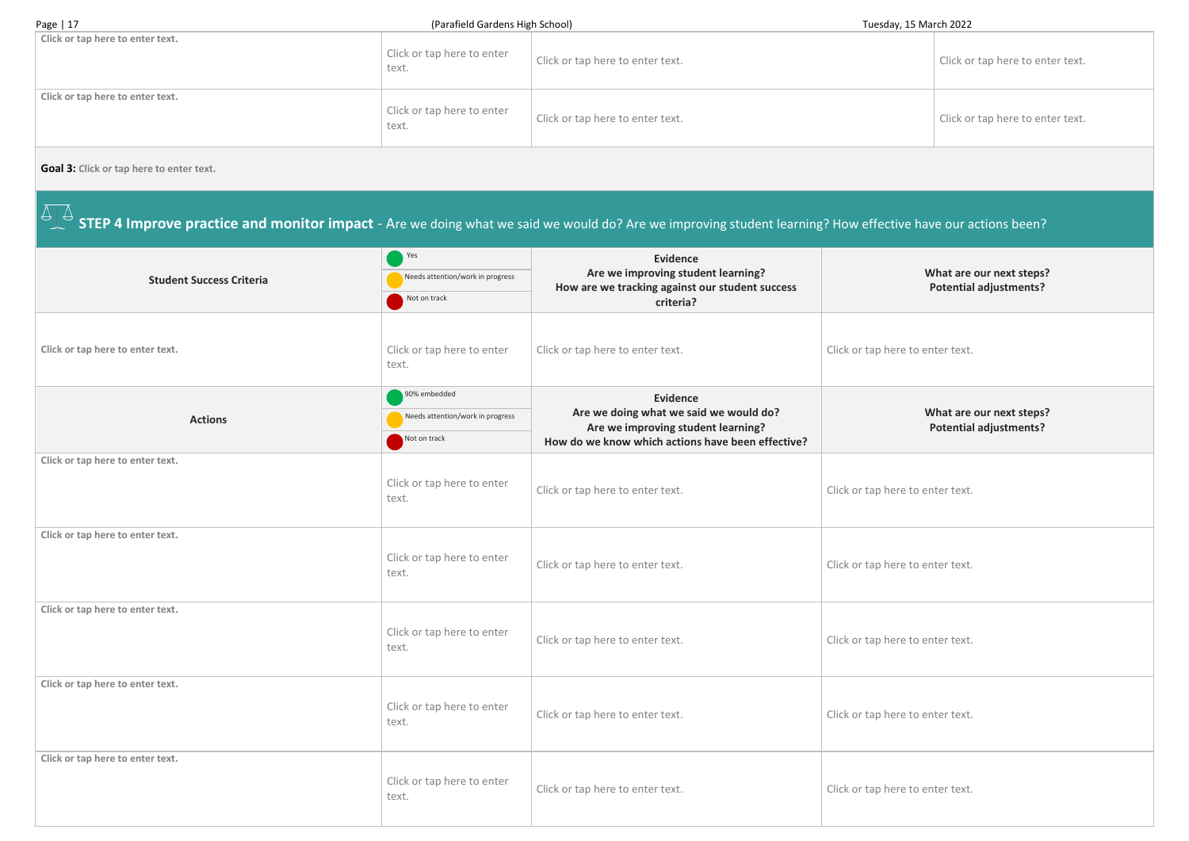| | | | |
|---|---|---|---|
| **Click or tap here to enter text.** | Click or tap here to enter text. | Click or tap here to enter text. | Click or tap here to enter text. |
| **Click or tap here to enter text.** | Click or tap here to enter text. | Click or tap here to enter text. | Click or tap here to enter text. |

**Goal 3:** Click or tap here to enter text.

## STEP 4 Improve practice and monitor impact - Are we doing what we said we would do? Are we improving student learning? How effective have our actions been?

| **Student Success Criteria** | Yes / Needs attention/work in progress / Not on track | **Evidence** **Are we improving student learning?** **How are we tracking against our student success criteria?** | **What are our next steps?** **Potential adjustments?** |
|---|---|---|---|
| **Click or tap here to enter text.** | Click or tap here to enter text. | Click or tap here to enter text. | Click or tap here to enter text. |

| **Actions** | 90% embedded / Needs attention/work in progress / Not on track | **Evidence** **Are we doing what we said we would do?** **Are we improving student learning?** **How do we know which actions have been effective?** | **What are our next steps?** **Potential adjustments?** |
|---|---|---|---|
| **Click or tap here to enter text.** | Click or tap here to enter text. | Click or tap here to enter text. | Click or tap here to enter text. |
| **Click or tap here to enter text.** | Click or tap here to enter text. | Click or tap here to enter text. | Click or tap here to enter text. |
| **Click or tap here to enter text.** | Click or tap here to enter text. | Click or tap here to enter text. | Click or tap here to enter text. |
| **Click or tap here to enter text.** | Click or tap here to enter text. | Click or tap here to enter text. | Click or tap here to enter text. |
| **Click or tap here to enter text.** | Click or tap here to enter text. | Click or tap here to enter text. | Click or tap here to enter text. |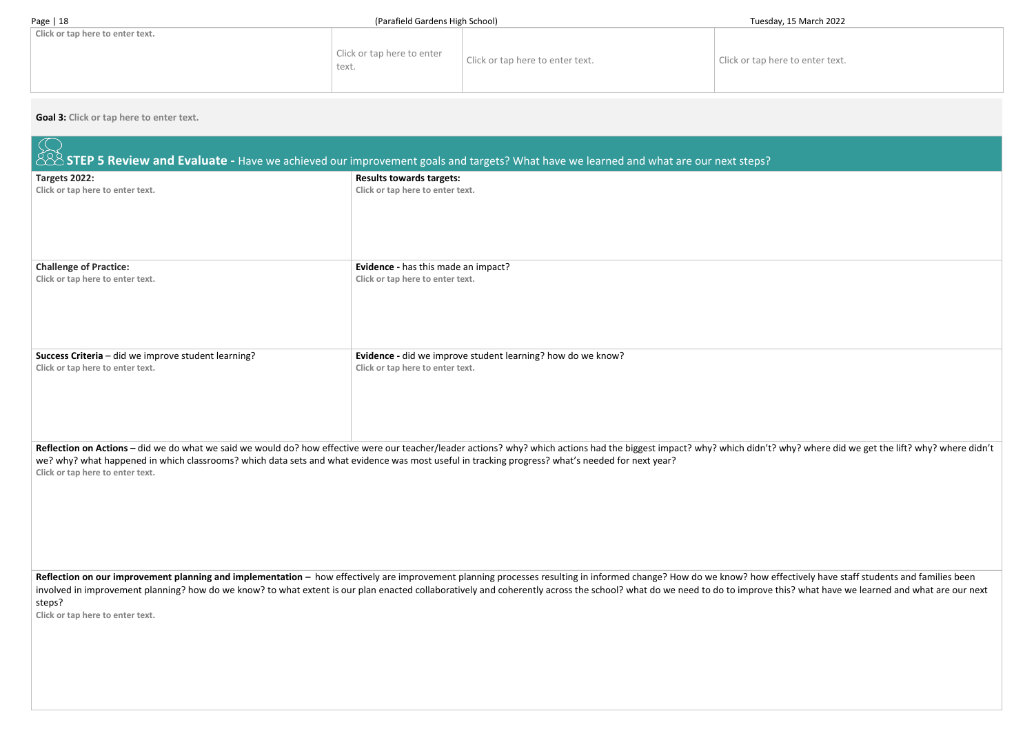| | | | |
|---|---|---|---|
| Click or tap here to enter text. | Click or tap here to enter text. | Click or tap here to enter text. | Click or tap here to enter text. |

**Goal 3:** Click or tap here to enter text.

## STEP 5 Review and Evaluate - Have we achieved our improvement goals and targets? What have we learned and what are our next steps?

| | |
|---|---|
| **Targets 2022:**<br>Click or tap here to enter text. | **Results towards targets:**<br>Click or tap here to enter text. |
| **Challenge of Practice:**<br>Click or tap here to enter text. | **Evidence -** has this made an impact?<br>Click or tap here to enter text. |
| **Success Criteria** – did we improve student learning?<br>Click or tap here to enter text. | **Evidence -** did we improve student learning? how do we know?<br>Click or tap here to enter text. |

**Reflection on Actions –** did we do what we said we would do? how effective were our teacher/leader actions? why? which actions had the biggest impact? why? which didn't? why? where did we get the lift? why? where didn't we? why? what happened in which classrooms? which data sets and what evidence was most useful in tracking progress? what's needed for next year?

Click or tap here to enter text.

**Reflection on our improvement planning and implementation –** how effectively are improvement planning processes resulting in informed change? How do we know? how effectively have staff students and families been involved in improvement planning? how do we know? to what extent is our plan enacted collaboratively and coherently across the school? what do we need to do to improve this? what have we learned and what are our next steps?

Click or tap here to enter text.